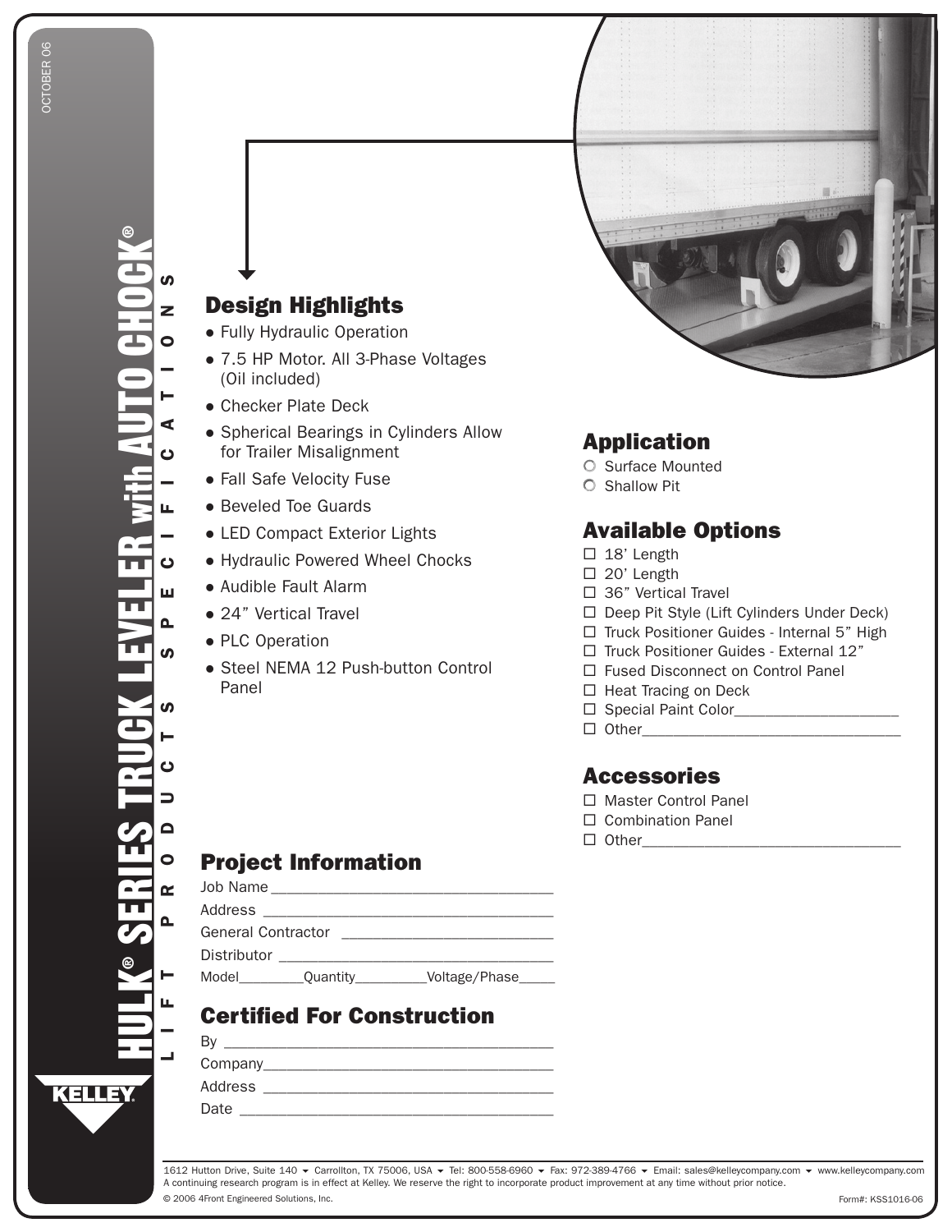# HULK® SERIES TRUCK LEVELER with AUTO CHOCK®

LIFT PRODUCTS SPECIFICATIONS

OCTOBER 06

KELLEY

## Design Highlights

- Fully Hydraulic Operation
- 7.5 HP Motor. All 3-Phase Voltages (Oil included)
- Checker Plate Deck
- Spherical Bearings in Cylinders Allow for Trailer Misalignment
- Fall Safe Velocity Fuse
- Beveled Toe Guards
- LED Compact Exterior Lights
- Hydraulic Powered Wheel Chocks
- Audible Fault Alarm
- 24" Vertical Travel
- PLC Operation
- Steel NEMA 12 Push-button Control Panel

## Application

- ○ Surface Mounted
- ○ Shallow Pit

## Available Options

- ☐ 18' Length
- ☐ 20' Length
- ☐ 36" Vertical Travel
- ☐ Deep Pit Style (Lift Cylinders Under Deck)
- ☐ Truck Positioner Guides - Internal 5" High
- ☐ Truck Positioner Guides - External 12"
- ☐ Fused Disconnect on Control Panel
- ☐ Heat Tracing on Deck
- ☐ Special Paint Color____________________
- ☐ Other________________________________

## Accessories

- ☐ Master Control Panel
- ☐ Combination Panel
- ☐ Other________________________________

## Project Information

Job Name ___________________________________

Address ____________________________________

General Contractor __________________________

Distributor _________________________________

Model_________Quantity_________Voltage/Phase_____

## Certified For Construction

By _________________________________________

Company____________________________________

Address _____________________________________

Date _______________________________________

1612 Hutton Drive, Suite 140 ▾ Carrollton, TX 75006, USA ▾ Tel: 800-558-6960 ▾ Fax: 972-389-4766 ▾ Email: sales@kelleycompany.com ▾ www.kelleycompany.com

A continuing research program is in effect at Kelley. We reserve the right to incorporate product improvement at any time without prior notice.

© 2006 4Front Engineered Solutions, Inc.

Form#: KSS1016-06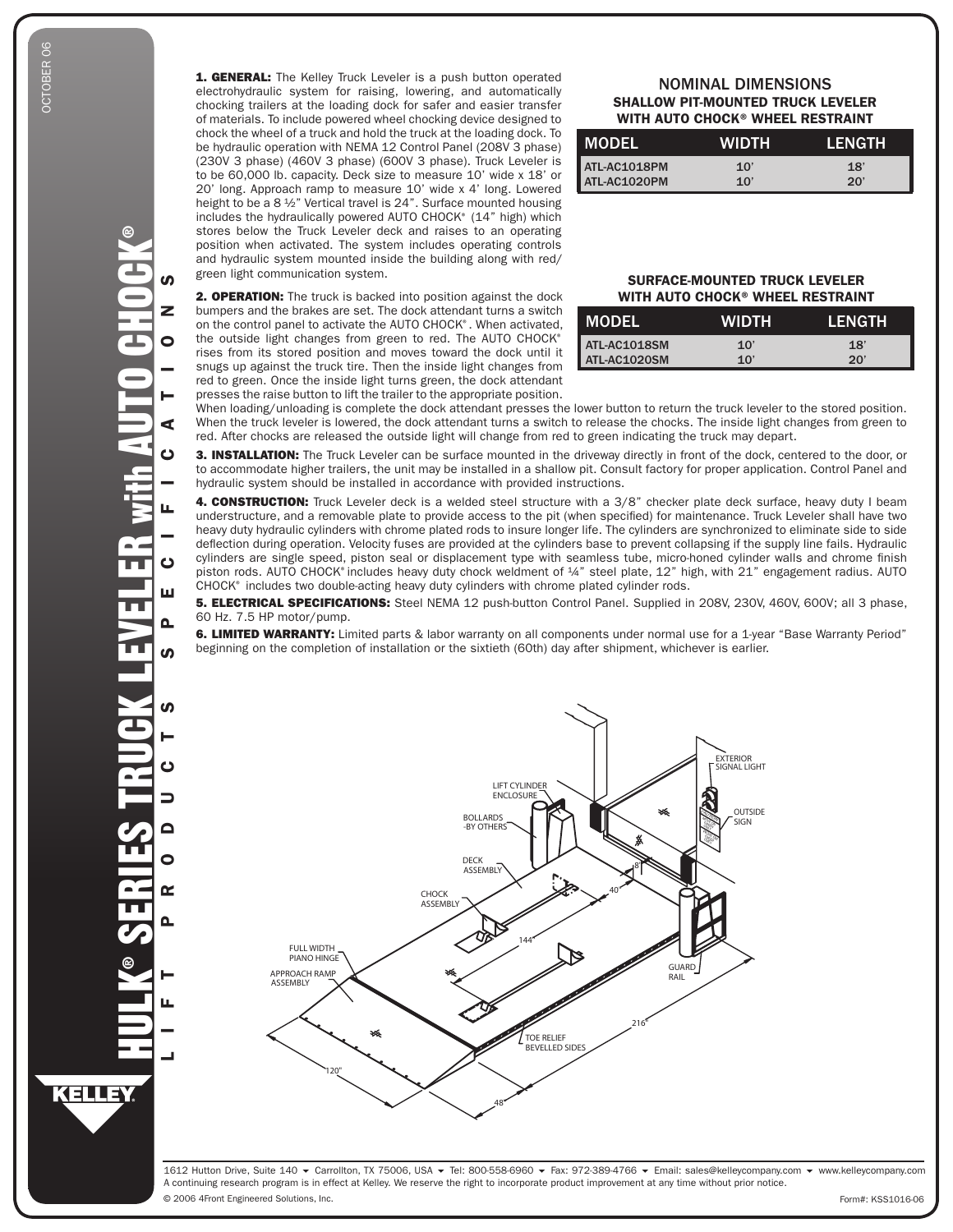# HULK® SERIES TRUCK LEVELER with AUTO CHOCK®

## LIFT PRODUCTS SPECIFICATIONS

**1. GENERAL:** The Kelley Truck Leveler is a push button operated electrohydraulic system for raising, lowering, and automatically chocking trailers at the loading dock for safer and easier transfer of materials. To include powered wheel chocking device designed to chock the wheel of a truck and hold the truck at the loading dock. To be hydraulic operation with NEMA 12 Control Panel (208V 3 phase) (230V 3 phase) (460V 3 phase) (600V 3 phase). Truck Leveler is to be 60,000 lb. capacity. Deck size to measure 10' wide x 18' or 20' long. Approach ramp to measure 10' wide x 4' long. Lowered height to be a 8 ½" Vertical travel is 24". Surface mounted housing includes the hydraulically powered AUTO CHOCK® (14" high) which stores below the Truck Leveler deck and raises to an operating position when activated. The system includes operating controls and hydraulic system mounted inside the building along with red/ green light communication system.

**2. OPERATION:** The truck is backed into position against the dock bumpers and the brakes are set. The dock attendant turns a switch on the control panel to activate the AUTO CHOCK®. When activated, the outside light changes from green to red. The AUTO CHOCK® rises from its stored position and moves toward the dock until it snugs up against the truck tire. Then the inside light changes from red to green. Once the inside light turns green, the dock attendant presses the raise button to lift the trailer to the appropriate position. When loading/unloading is complete the dock attendant presses the lower button to return the truck leveler to the stored position. When the truck leveler is lowered, the dock attendant turns a switch to release the chocks. The inside light changes from green to red. After chocks are released the outside light will change from red to green indicating the truck may depart.

**3. INSTALLATION:** The Truck Leveler can be surface mounted in the driveway directly in front of the dock, centered to the door, or to accommodate higher trailers, the unit may be installed in a shallow pit. Consult factory for proper application. Control Panel and hydraulic system should be installed in accordance with provided instructions.

**4. CONSTRUCTION:** Truck Leveler deck is a welded steel structure with a 3/8" checker plate deck surface, heavy duty I beam understructure, and a removable plate to provide access to the pit (when specified) for maintenance. Truck Leveler shall have two heavy duty hydraulic cylinders with chrome plated rods to insure longer life. The cylinders are synchronized to eliminate side to side deflection during operation. Velocity fuses are provided at the cylinders base to prevent collapsing if the supply line fails. Hydraulic cylinders are single speed, piston seal or displacement type with seamless tube, micro-honed cylinder walls and chrome finish piston rods. AUTO CHOCK® includes heavy duty chock weldment of ¼" steel plate, 12" high, with 21" engagement radius. AUTO CHOCK® includes two double-acting heavy duty cylinders with chrome plated cylinder rods.

**5. ELECTRICAL SPECIFICATIONS:** Steel NEMA 12 push-button Control Panel. Supplied in 208V, 230V, 460V, 600V; all 3 phase, 60 Hz. 7.5 HP motor/pump.

**6. LIMITED WARRANTY:** Limited parts & labor warranty on all components under normal use for a 1-year "Base Warranty Period" beginning on the completion of installation or the sixtieth (60th) day after shipment, whichever is earlier.

### NOMINAL DIMENSIONS

#### SHALLOW PIT-MOUNTED TRUCK LEVELER WITH AUTO CHOCK® WHEEL RESTRAINT

| MODEL | WIDTH | LENGTH |
|---|---|---|
| ATL-AC1018PM | 10' | 18' |
| ATL-AC1020PM | 10' | 20' |

#### SURFACE-MOUNTED TRUCK LEVELER WITH AUTO CHOCK® WHEEL RESTRAINT

| MODEL | WIDTH | LENGTH |
|---|---|---|
| ATL-AC1018SM | 10' | 18' |
| ATL-AC1020SM | 10' | 20' |

EXTERIOR SIGNAL LIGHT
OUTSIDE SIGN
LIFT CYLINDER ENCLOSURE
BOLLARDS -BY OTHERS
DECK ASSEMBLY
CHOCK ASSEMBLY
FULL WIDTH PIANO HINGE
APPROACH RAMP ASSEMBLY
TOE RELIEF BEVELLED SIDES
GUARD RAIL
8"
40"
144"
216"
120"
48"

1612 Hutton Drive, Suite 140 • Carrollton, TX 75006, USA • Tel: 800-558-6960 • Fax: 972-389-4766 • Email: sales@kelleycompany.com • www.kelleycompany.com
A continuing research program is in effect at Kelley. We reserve the right to incorporate product improvement at any time without prior notice.
© 2006 4Front Engineered Solutions, Inc.
Form#: KSS1016-06